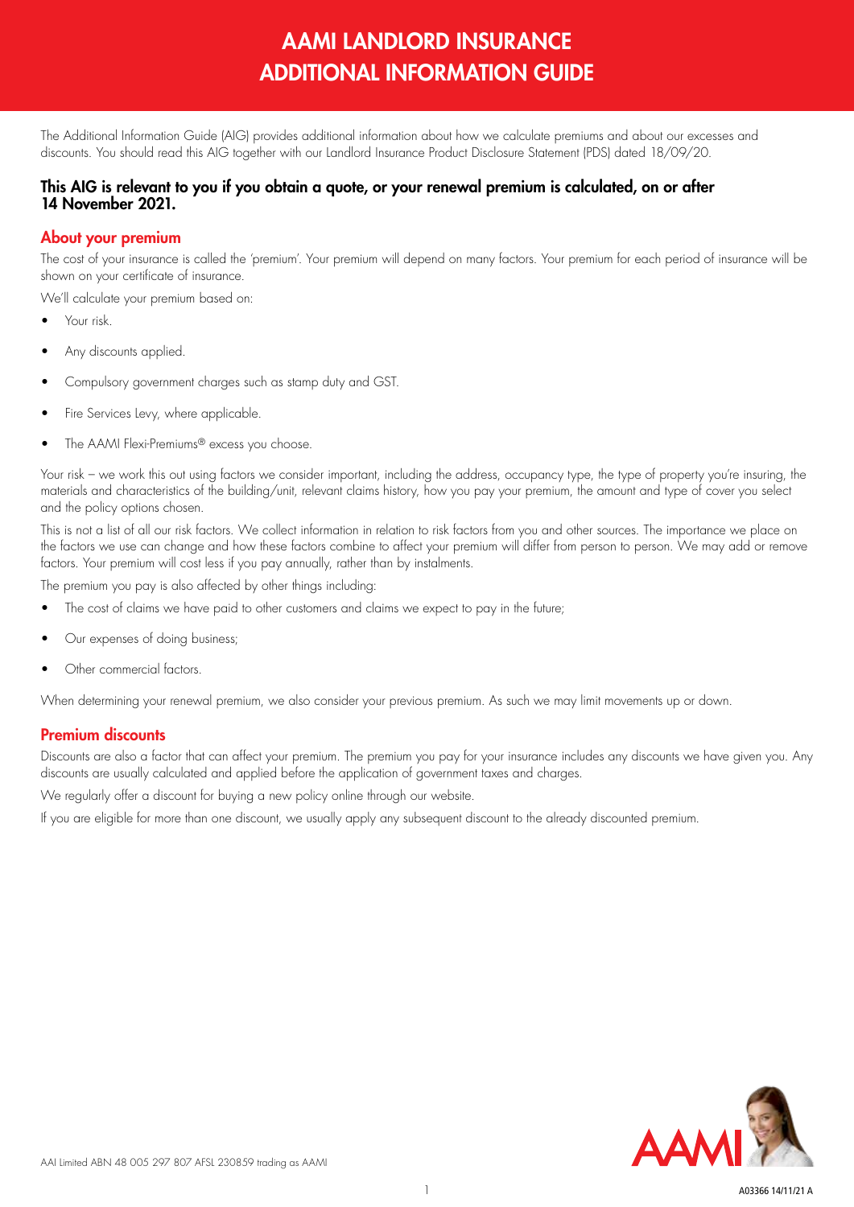# AAMI LANDLORD INSURANCE ADDITIONAL INFORMATION GUIDE

The Additional Information Guide (AIG) provides additional information about how we calculate premiums and about our excesses and discounts. You should read this AIG together with our Landlord Insurance Product Disclosure Statement (PDS) dated 18/09/20.

**This AIG is relevant to you if you obtain a quote, or your renewal premium is calculated, on or after 14 November 2021.**

## About your premium

The cost of your insurance is called the 'premium'. Your premium will depend on many factors. Your premium for each period of insurance will be shown on your certificate of insurance.

We'll calculate your premium based on:

- Your risk.
- Any discounts applied.
- Compulsory government charges such as stamp duty and GST.
- Fire Services Levy, where applicable.
- The AAMI Flexi-Premiums® excess you choose.

Your risk – we work this out using factors we consider important, including the address, occupancy type, the type of property you're insuring, the materials and characteristics of the building/unit, relevant claims history, how you pay your premium, the amount and type of cover you select and the policy options chosen.

This is not a list of all our risk factors. We collect information in relation to risk factors from you and other sources. The importance we place on the factors we use can change and how these factors combine to affect your premium will differ from person to person. We may add or remove factors. Your premium will cost less if you pay annually, rather than by instalments.

The premium you pay is also affected by other things including:

- The cost of claims we have paid to other customers and claims we expect to pay in the future;
- Our expenses of doing business;
- Other commercial factors.

When determining your renewal premium, we also consider your previous premium. As such we may limit movements up or down.

## Premium discounts

Discounts are also a factor that can affect your premium. The premium you pay for your insurance includes any discounts we have given you. Any discounts are usually calculated and applied before the application of government taxes and charges.

We regularly offer a discount for buying a new policy online through our website.

If you are eligible for more than one discount, we usually apply any subsequent discount to the already discounted premium.

AAI Limited ABN 48 005 297 807 AFSL 230859 trading as AAMI

A03366 14/11/21 A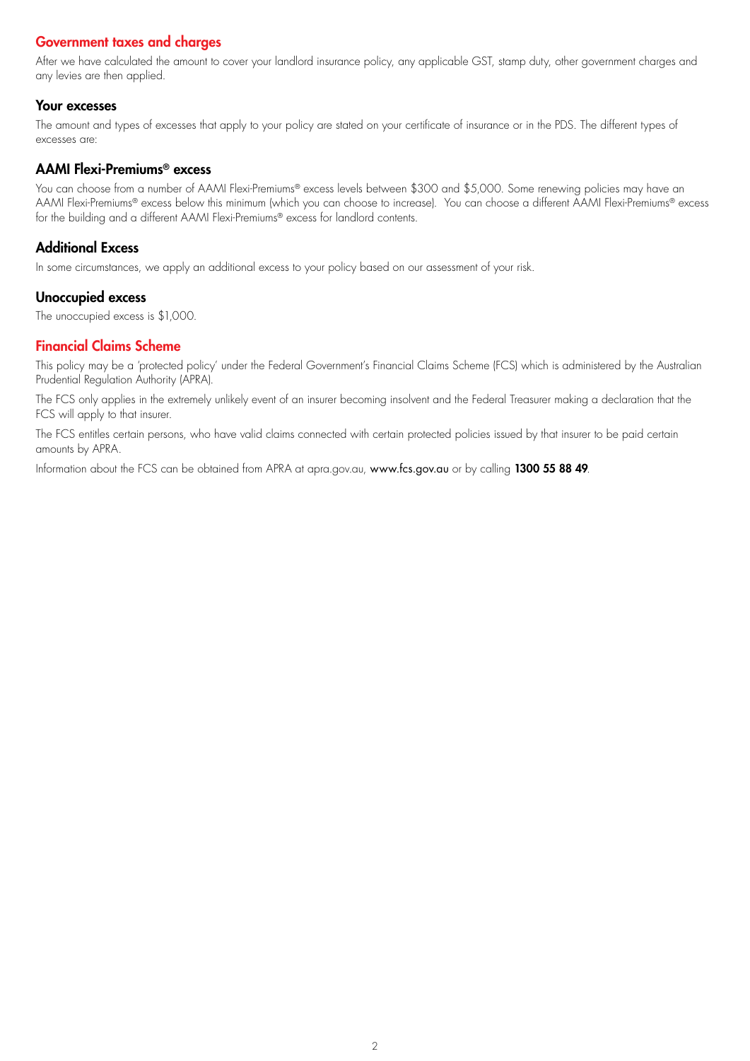## Government taxes and charges

After we have calculated the amount to cover your landlord insurance policy, any applicable GST, stamp duty, other government charges and any levies are then applied.

### Your excesses

The amount and types of excesses that apply to your policy are stated on your certificate of insurance or in the PDS. The different types of excesses are:

### AAMI Flexi-Premiums® excess

You can choose from a number of AAMI Flexi-Premiums® excess levels between $300 and $5,000. Some renewing policies may have an AAMI Flexi-Premiums® excess below this minimum (which you can choose to increase). You can choose a different AAMI Flexi-Premiums® excess for the building and a different AAMI Flexi-Premiums® excess for landlord contents.

### Additional Excess

In some circumstances, we apply an additional excess to your policy based on our assessment of your risk.

### Unoccupied excess

The unoccupied excess is $1,000.

## Financial Claims Scheme

This policy may be a 'protected policy' under the Federal Government's Financial Claims Scheme (FCS) which is administered by the Australian Prudential Regulation Authority (APRA).

The FCS only applies in the extremely unlikely event of an insurer becoming insolvent and the Federal Treasurer making a declaration that the FCS will apply to that insurer.

The FCS entitles certain persons, who have valid claims connected with certain protected policies issued by that insurer to be paid certain amounts by APRA.

Information about the FCS can be obtained from APRA at apra.gov.au, www.fcs.gov.au or by calling **1300 55 88 49**.